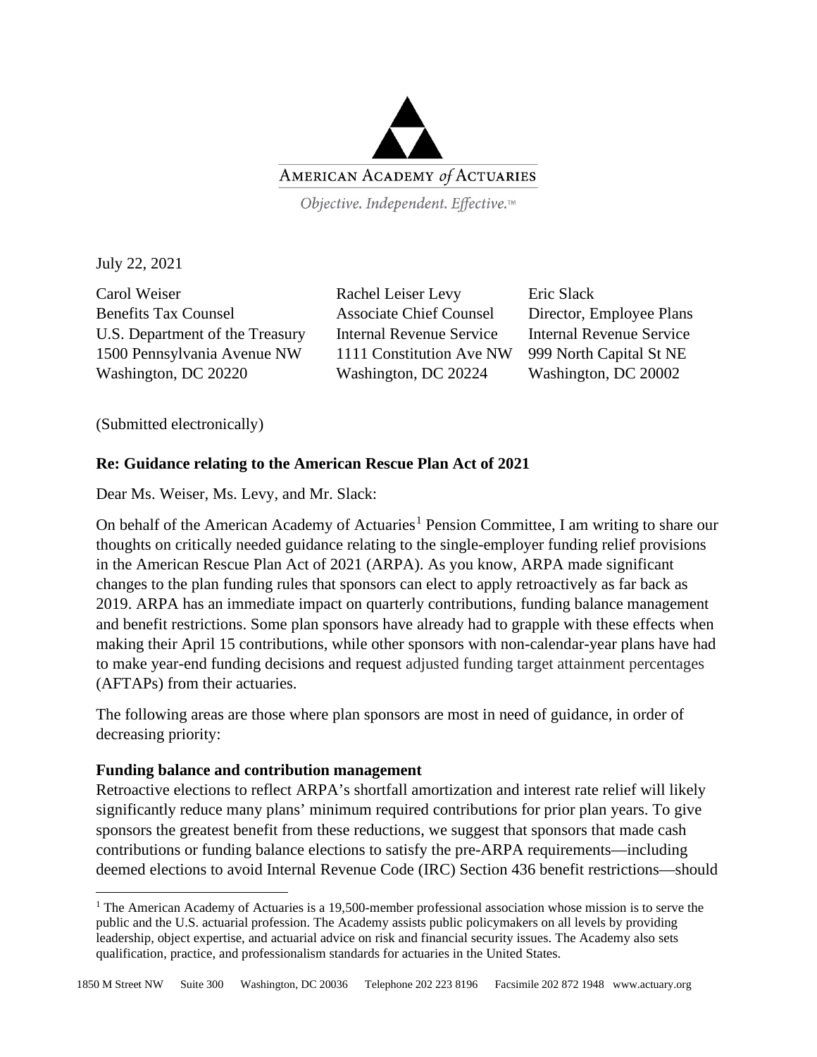AMERICAN ACADEMY *of* ACTUARIES

*Objective. Independent. Effective.*™

July 22, 2021

Carol Weiser
Benefits Tax Counsel
U.S. Department of the Treasury
1500 Pennsylvania Avenue NW
Washington, DC 20220

Rachel Leiser Levy
Associate Chief Counsel
Internal Revenue Service
1111 Constitution Ave NW
Washington, DC 20224

Eric Slack
Director, Employee Plans
Internal Revenue Service
999 North Capital St NE
Washington, DC 20002

(Submitted electronically)

**Re: Guidance relating to the American Rescue Plan Act of 2021**

Dear Ms. Weiser, Ms. Levy, and Mr. Slack:

On behalf of the American Academy of Actuaries[1] Pension Committee, I am writing to share our thoughts on critically needed guidance relating to the single-employer funding relief provisions in the American Rescue Plan Act of 2021 (ARPA). As you know, ARPA made significant changes to the plan funding rules that sponsors can elect to apply retroactively as far back as 2019. ARPA has an immediate impact on quarterly contributions, funding balance management and benefit restrictions. Some plan sponsors have already had to grapple with these effects when making their April 15 contributions, while other sponsors with non-calendar-year plans have had to make year-end funding decisions and request adjusted funding target attainment percentages (AFTAPs) from their actuaries.

The following areas are those where plan sponsors are most in need of guidance, in order of decreasing priority:

**Funding balance and contribution management**

Retroactive elections to reflect ARPA's shortfall amortization and interest rate relief will likely significantly reduce many plans' minimum required contributions for prior plan years. To give sponsors the greatest benefit from these reductions, we suggest that sponsors that made cash contributions or funding balance elections to satisfy the pre-ARPA requirements—including deemed elections to avoid Internal Revenue Code (IRC) Section 436 benefit restrictions—should

[1] The American Academy of Actuaries is a 19,500-member professional association whose mission is to serve the public and the U.S. actuarial profession. The Academy assists public policymakers on all levels by providing leadership, object expertise, and actuarial advice on risk and financial security issues. The Academy also sets qualification, practice, and professionalism standards for actuaries in the United States.

1850 M Street NW Suite 300 Washington, DC 20036 Telephone 202 223 8196 Facsimile 202 872 1948 www.actuary.org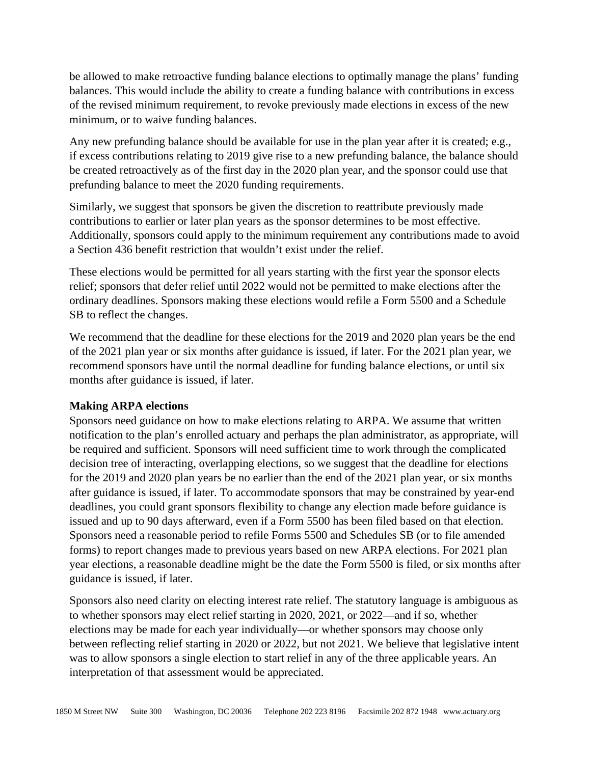be allowed to make retroactive funding balance elections to optimally manage the plans' funding balances. This would include the ability to create a funding balance with contributions in excess of the revised minimum requirement, to revoke previously made elections in excess of the new minimum, or to waive funding balances.

Any new prefunding balance should be available for use in the plan year after it is created; e.g., if excess contributions relating to 2019 give rise to a new prefunding balance, the balance should be created retroactively as of the first day in the 2020 plan year, and the sponsor could use that prefunding balance to meet the 2020 funding requirements.

Similarly, we suggest that sponsors be given the discretion to reattribute previously made contributions to earlier or later plan years as the sponsor determines to be most effective. Additionally, sponsors could apply to the minimum requirement any contributions made to avoid a Section 436 benefit restriction that wouldn't exist under the relief.

These elections would be permitted for all years starting with the first year the sponsor elects relief; sponsors that defer relief until 2022 would not be permitted to make elections after the ordinary deadlines. Sponsors making these elections would refile a Form 5500 and a Schedule SB to reflect the changes.

We recommend that the deadline for these elections for the 2019 and 2020 plan years be the end of the 2021 plan year or six months after guidance is issued, if later. For the 2021 plan year, we recommend sponsors have until the normal deadline for funding balance elections, or until six months after guidance is issued, if later.

**Making ARPA elections**

Sponsors need guidance on how to make elections relating to ARPA. We assume that written notification to the plan's enrolled actuary and perhaps the plan administrator, as appropriate, will be required and sufficient. Sponsors will need sufficient time to work through the complicated decision tree of interacting, overlapping elections, so we suggest that the deadline for elections for the 2019 and 2020 plan years be no earlier than the end of the 2021 plan year, or six months after guidance is issued, if later. To accommodate sponsors that may be constrained by year-end deadlines, you could grant sponsors flexibility to change any election made before guidance is issued and up to 90 days afterward, even if a Form 5500 has been filed based on that election. Sponsors need a reasonable period to refile Forms 5500 and Schedules SB (or to file amended forms) to report changes made to previous years based on new ARPA elections. For 2021 plan year elections, a reasonable deadline might be the date the Form 5500 is filed, or six months after guidance is issued, if later.

Sponsors also need clarity on electing interest rate relief. The statutory language is ambiguous as to whether sponsors may elect relief starting in 2020, 2021, or 2022—and if so, whether elections may be made for each year individually—or whether sponsors may choose only between reflecting relief starting in 2020 or 2022, but not 2021. We believe that legislative intent was to allow sponsors a single election to start relief in any of the three applicable years. An interpretation of that assessment would be appreciated.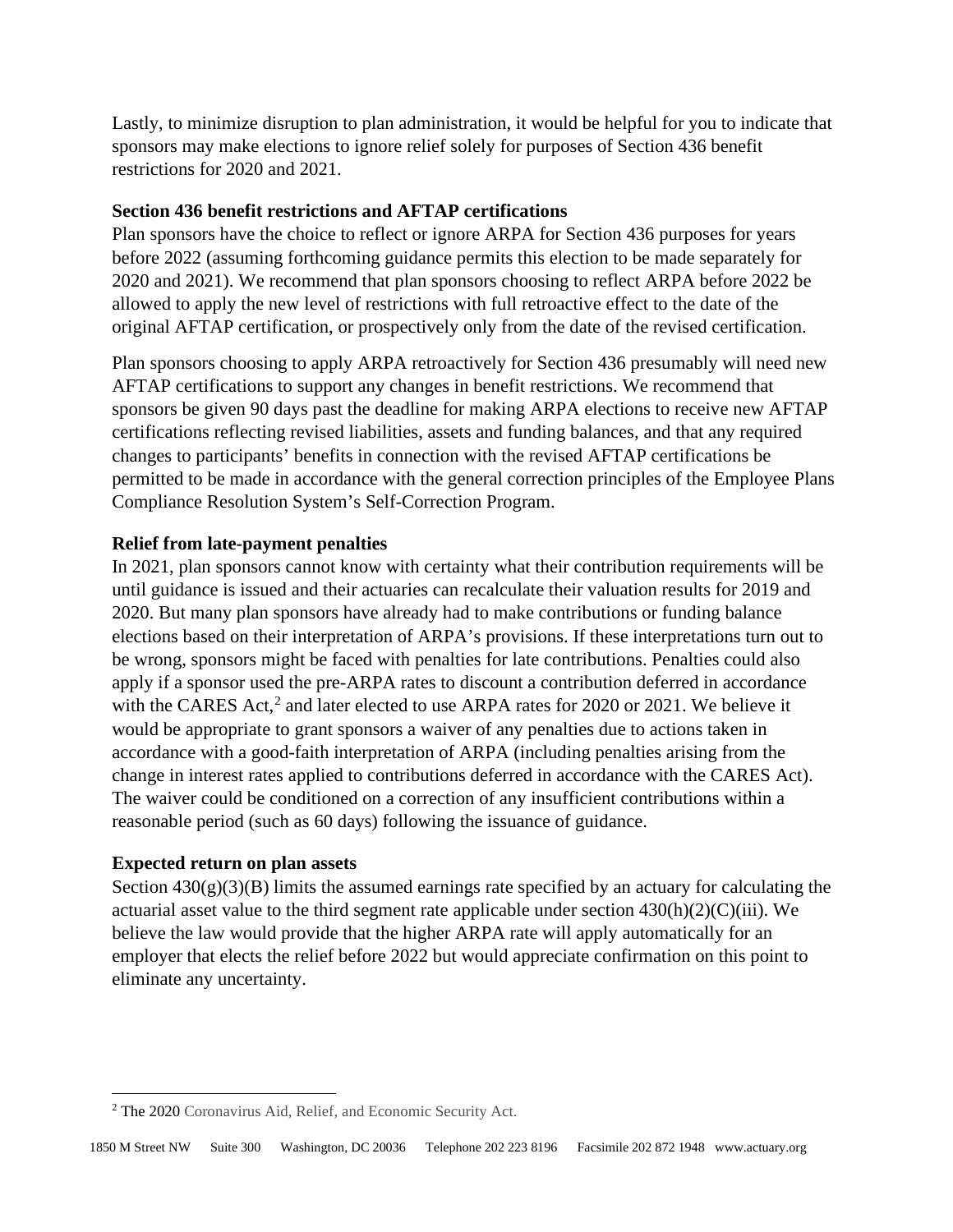Lastly, to minimize disruption to plan administration, it would be helpful for you to indicate that sponsors may make elections to ignore relief solely for purposes of Section 436 benefit restrictions for 2020 and 2021.

**Section 436 benefit restrictions and AFTAP certifications**

Plan sponsors have the choice to reflect or ignore ARPA for Section 436 purposes for years before 2022 (assuming forthcoming guidance permits this election to be made separately for 2020 and 2021). We recommend that plan sponsors choosing to reflect ARPA before 2022 be allowed to apply the new level of restrictions with full retroactive effect to the date of the original AFTAP certification, or prospectively only from the date of the revised certification.

Plan sponsors choosing to apply ARPA retroactively for Section 436 presumably will need new AFTAP certifications to support any changes in benefit restrictions. We recommend that sponsors be given 90 days past the deadline for making ARPA elections to receive new AFTAP certifications reflecting revised liabilities, assets and funding balances, and that any required changes to participants' benefits in connection with the revised AFTAP certifications be permitted to be made in accordance with the general correction principles of the Employee Plans Compliance Resolution System's Self-Correction Program.

**Relief from late-payment penalties**

In 2021, plan sponsors cannot know with certainty what their contribution requirements will be until guidance is issued and their actuaries can recalculate their valuation results for 2019 and 2020. But many plan sponsors have already had to make contributions or funding balance elections based on their interpretation of ARPA's provisions. If these interpretations turn out to be wrong, sponsors might be faced with penalties for late contributions. Penalties could also apply if a sponsor used the pre-ARPA rates to discount a contribution deferred in accordance with the CARES Act,[2] and later elected to use ARPA rates for 2020 or 2021. We believe it would be appropriate to grant sponsors a waiver of any penalties due to actions taken in accordance with a good-faith interpretation of ARPA (including penalties arising from the change in interest rates applied to contributions deferred in accordance with the CARES Act). The waiver could be conditioned on a correction of any insufficient contributions within a reasonable period (such as 60 days) following the issuance of guidance.

**Expected return on plan assets**

Section 430(g)(3)(B) limits the assumed earnings rate specified by an actuary for calculating the actuarial asset value to the third segment rate applicable under section 430(h)(2)(C)(iii). We believe the law would provide that the higher ARPA rate will apply automatically for an employer that elects the relief before 2022 but would appreciate confirmation on this point to eliminate any uncertainty.

---

[2] The 2020 Coronavirus Aid, Relief, and Economic Security Act.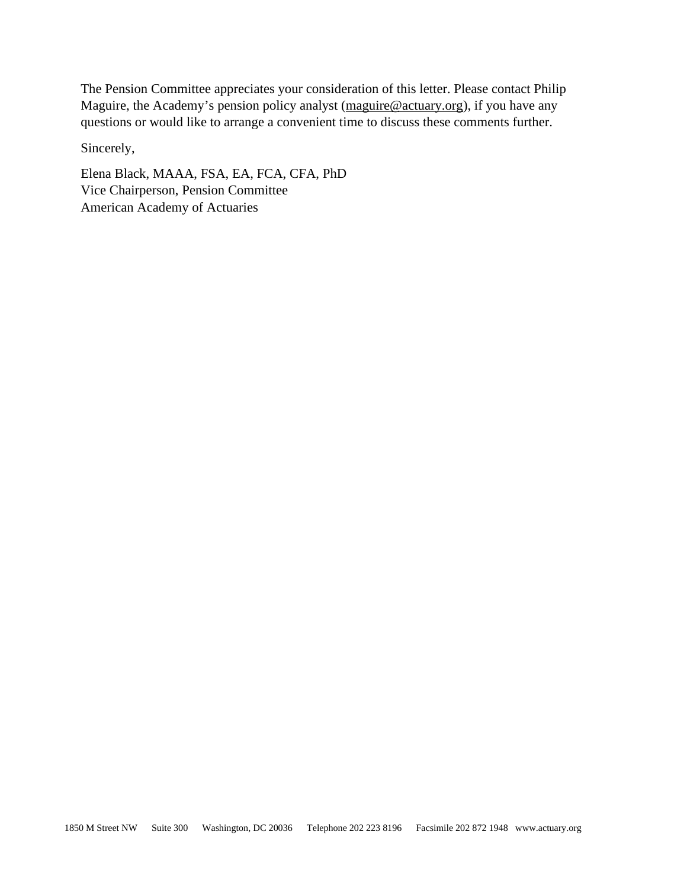The Pension Committee appreciates your consideration of this letter. Please contact Philip Maguire, the Academy's pension policy analyst (maguire@actuary.org), if you have any questions or would like to arrange a convenient time to discuss these comments further.

Sincerely,

Elena Black, MAAA, FSA, EA, FCA, CFA, PhD  
Vice Chairperson, Pension Committee  
American Academy of Actuaries

1850 M Street NW Suite 300 Washington, DC 20036 Telephone 202 223 8196 Facsimile 202 872 1948 www.actuary.org